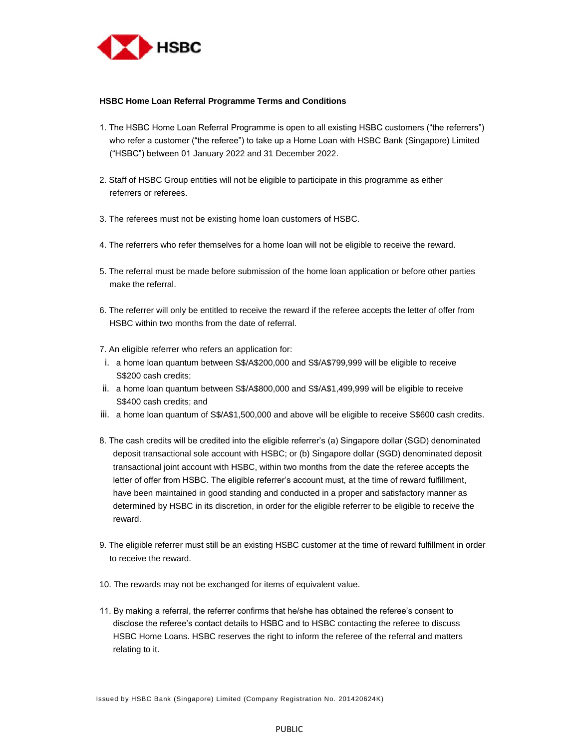**HSBC Home Loan Referral Programme Terms and Conditions**

1. The HSBC Home Loan Referral Programme is open to all existing HSBC customers ("the referrers") who refer a customer ("the referee") to take up a Home Loan with HSBC Bank (Singapore) Limited ("HSBC") between 01 January 2022 and 31 December 2022.

2. Staff of HSBC Group entities will not be eligible to participate in this programme as either referrers or referees.

3. The referees must not be existing home loan customers of HSBC.

4. The referrers who refer themselves for a home loan will not be eligible to receive the reward.

5. The referral must be made before submission of the home loan application or before other parties make the referral.

6. The referrer will only be entitled to receive the reward if the referee accepts the letter of offer from HSBC within two months from the date of referral.

7. An eligible referrer who refers an application for:
   i. a home loan quantum between S$/A$200,000 and S$/A$799,999 will be eligible to receive S$200 cash credits;
   ii. a home loan quantum between S$/A$800,000 and S$/A$1,499,999 will be eligible to receive S$400 cash credits; and
   iii. a home loan quantum of S$/A$1,500,000 and above will be eligible to receive S$600 cash credits.

8. The cash credits will be credited into the eligible referrer's (a) Singapore dollar (SGD) denominated deposit transactional sole account with HSBC; or (b) Singapore dollar (SGD) denominated deposit transactional joint account with HSBC, within two months from the date the referee accepts the letter of offer from HSBC. The eligible referrer's account must, at the time of reward fulfillment, have been maintained in good standing and conducted in a proper and satisfactory manner as determined by HSBC in its discretion, in order for the eligible referrer to be eligible to receive the reward.

9. The eligible referrer must still be an existing HSBC customer at the time of reward fulfillment in order to receive the reward.

10. The rewards may not be exchanged for items of equivalent value.

11. By making a referral, the referrer confirms that he/she has obtained the referee's consent to disclose the referee's contact details to HSBC and to HSBC contacting the referee to discuss HSBC Home Loans. HSBC reserves the right to inform the referee of the referral and matters relating to it.

Issued by HSBC Bank (Singapore) Limited (Company Registration No. 201420624K)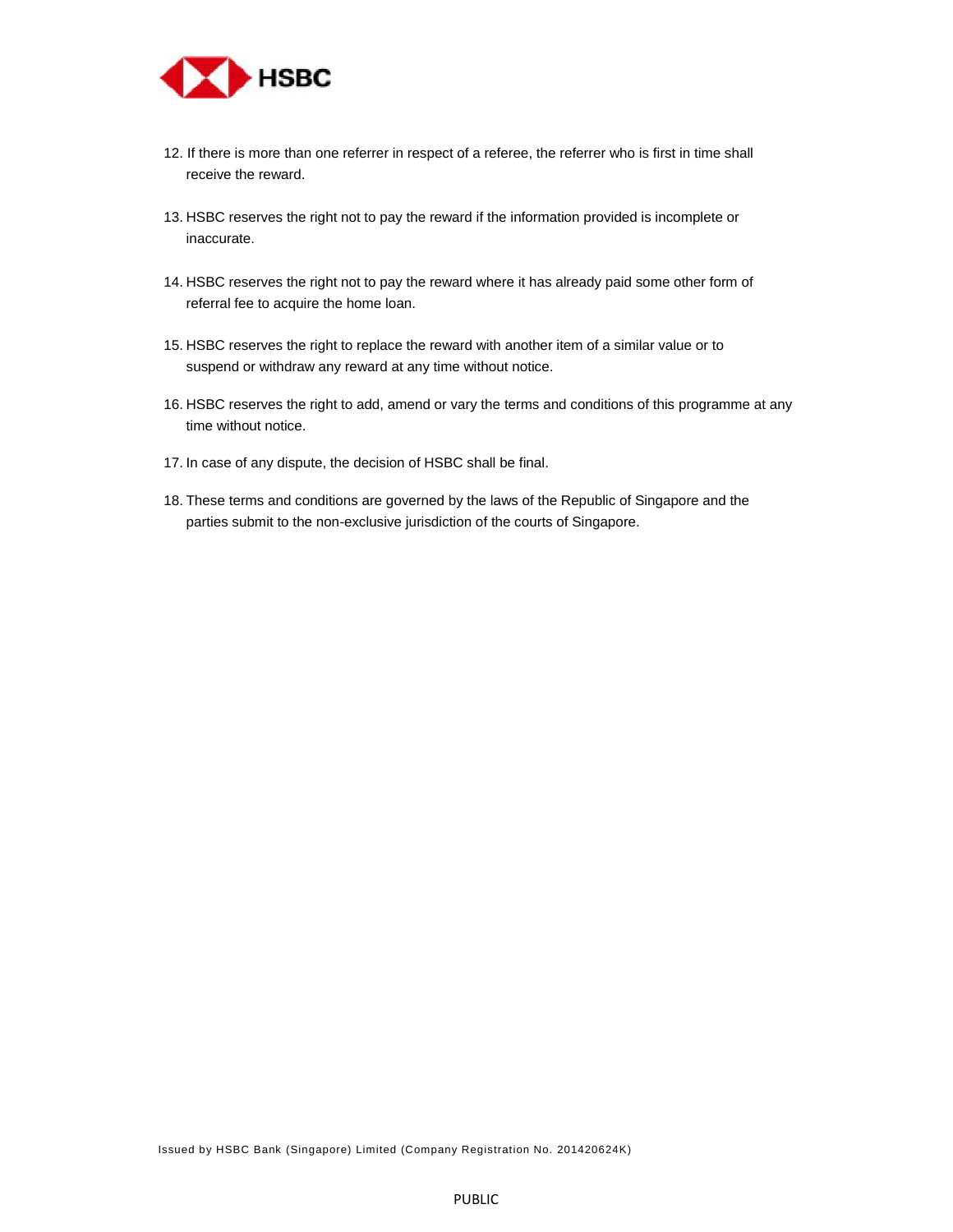12. If there is more than one referrer in respect of a referee, the referrer who is first in time shall receive the reward.

13. HSBC reserves the right not to pay the reward if the information provided is incomplete or inaccurate.

14. HSBC reserves the right not to pay the reward where it has already paid some other form of referral fee to acquire the home loan.

15. HSBC reserves the right to replace the reward with another item of a similar value or to suspend or withdraw any reward at any time without notice.

16. HSBC reserves the right to add, amend or vary the terms and conditions of this programme at any time without notice.

17. In case of any dispute, the decision of HSBC shall be final.

18. These terms and conditions are governed by the laws of the Republic of Singapore and the parties submit to the non-exclusive jurisdiction of the courts of Singapore.

Issued by HSBC Bank (Singapore) Limited (Company Registration No. 201420624K)